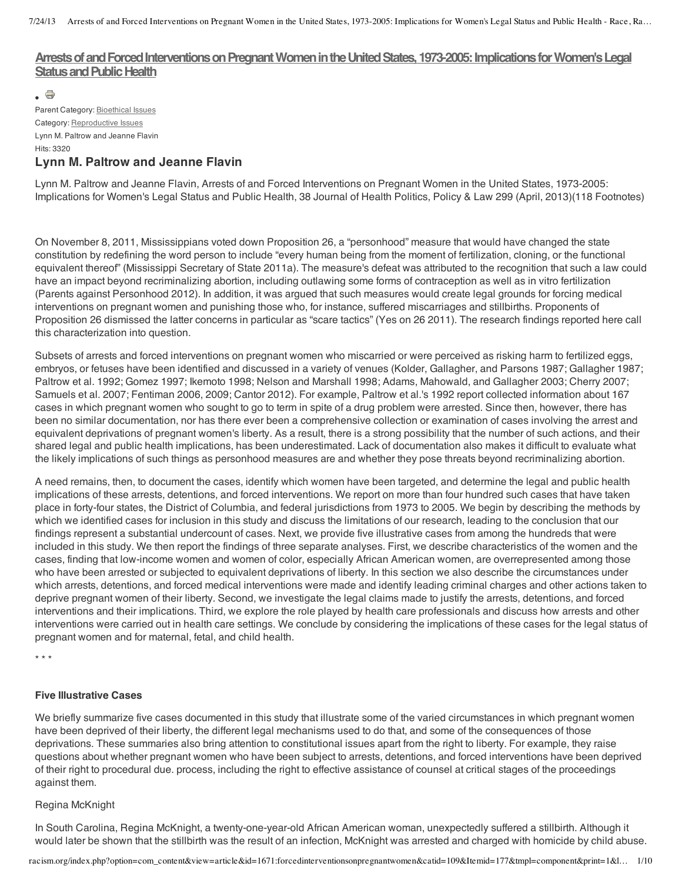# Arrests of and Forced Interventions on Pregnant Women in the United States, 1973-2005: Implications for Women's Legal Status and Public Health

Parent Category: Bioethical Issues
Category: Reproductive Issues
Lynn M. Paltrow and Jeanne Flavin
Hits: 3320

## Lynn M. Paltrow and Jeanne Flavin

Lynn M. Paltrow and Jeanne Flavin, Arrests of and Forced Interventions on Pregnant Women in the United States, 1973-2005: Implications for Women's Legal Status and Public Health, 38 Journal of Health Politics, Policy & Law 299 (April, 2013)(118 Footnotes)

On November 8, 2011, Mississippians voted down Proposition 26, a "personhood" measure that would have changed the state constitution by redefining the word person to include "every human being from the moment of fertilization, cloning, or the functional equivalent thereof" (Mississippi Secretary of State 2011a). The measure's defeat was attributed to the recognition that such a law could have an impact beyond recriminalizing abortion, including outlawing some forms of contraception as well as in vitro fertilization (Parents against Personhood 2012). In addition, it was argued that such measures would create legal grounds for forcing medical interventions on pregnant women and punishing those who, for instance, suffered miscarriages and stillbirths. Proponents of Proposition 26 dismissed the latter concerns in particular as "scare tactics" (Yes on 26 2011). The research findings reported here call this characterization into question.

Subsets of arrests and forced interventions on pregnant women who miscarried or were perceived as risking harm to fertilized eggs, embryos, or fetuses have been identified and discussed in a variety of venues (Kolder, Gallagher, and Parsons 1987; Gallagher 1987; Paltrow et al. 1992; Gomez 1997; Ikemoto 1998; Nelson and Marshall 1998; Adams, Mahowald, and Gallagher 2003; Cherry 2007; Samuels et al. 2007; Fentiman 2006, 2009; Cantor 2012). For example, Paltrow et al.'s 1992 report collected information about 167 cases in which pregnant women who sought to go to term in spite of a drug problem were arrested. Since then, however, there has been no similar documentation, nor has there ever been a comprehensive collection or examination of cases involving the arrest and equivalent deprivations of pregnant women's liberty. As a result, there is a strong possibility that the number of such actions, and their shared legal and public health implications, has been underestimated. Lack of documentation also makes it difficult to evaluate what the likely implications of such things as personhood measures are and whether they pose threats beyond recriminalizing abortion.

A need remains, then, to document the cases, identify which women have been targeted, and determine the legal and public health implications of these arrests, detentions, and forced interventions. We report on more than four hundred such cases that have taken place in forty-four states, the District of Columbia, and federal jurisdictions from 1973 to 2005. We begin by describing the methods by which we identified cases for inclusion in this study and discuss the limitations of our research, leading to the conclusion that our findings represent a substantial undercount of cases. Next, we provide five illustrative cases from among the hundreds that were included in this study. We then report the findings of three separate analyses. First, we describe characteristics of the women and the cases, finding that low-income women and women of color, especially African American women, are overrepresented among those who have been arrested or subjected to equivalent deprivations of liberty. In this section we also describe the circumstances under which arrests, detentions, and forced medical interventions were made and identify leading criminal charges and other actions taken to deprive pregnant women of their liberty. Second, we investigate the legal claims made to justify the arrests, detentions, and forced interventions and their implications. Third, we explore the role played by health care professionals and discuss how arrests and other interventions were carried out in health care settings. We conclude by considering the implications of these cases for the legal status of pregnant women and for maternal, fetal, and child health.

* * *

### Five Illustrative Cases

We briefly summarize five cases documented in this study that illustrate some of the varied circumstances in which pregnant women have been deprived of their liberty, the different legal mechanisms used to do that, and some of the consequences of those deprivations. These summaries also bring attention to constitutional issues apart from the right to liberty. For example, they raise questions about whether pregnant women who have been subject to arrests, detentions, and forced interventions have been deprived of their right to procedural due. process, including the right to effective assistance of counsel at critical stages of the proceedings against them.

Regina McKnight

In South Carolina, Regina McKnight, a twenty-one-year-old African American woman, unexpectedly suffered a stillbirth. Although it would later be shown that the stillbirth was the result of an infection, McKnight was arrested and charged with homicide by child abuse.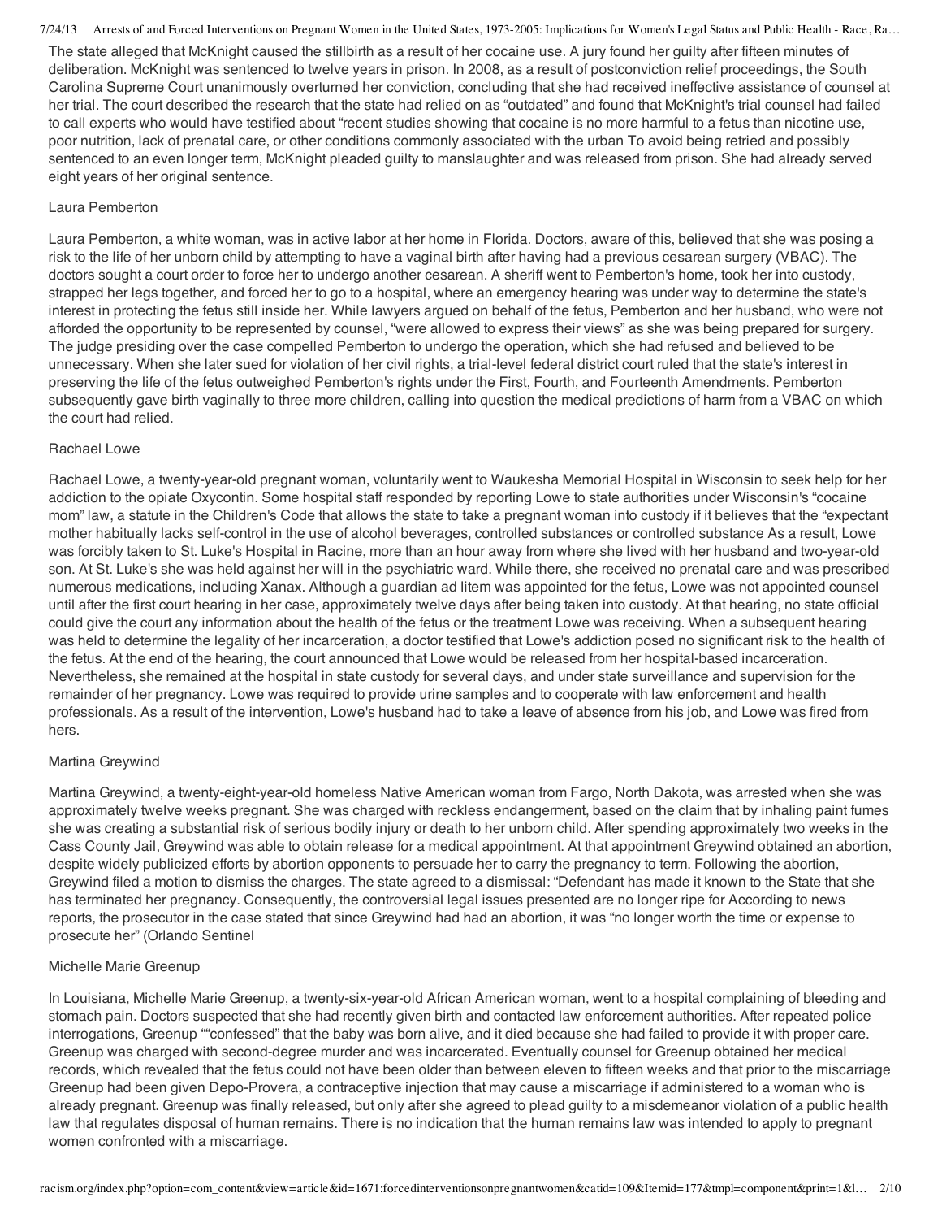The state alleged that McKnight caused the stillbirth as a result of her cocaine use. A jury found her guilty after fifteen minutes of deliberation. McKnight was sentenced to twelve years in prison. In 2008, as a result of postconviction relief proceedings, the South Carolina Supreme Court unanimously overturned her conviction, concluding that she had received ineffective assistance of counsel at her trial. The court described the research that the state had relied on as "outdated" and found that McKnight's trial counsel had failed to call experts who would have testified about "recent studies showing that cocaine is no more harmful to a fetus than nicotine use, poor nutrition, lack of prenatal care, or other conditions commonly associated with the urban To avoid being retried and possibly sentenced to an even longer term, McKnight pleaded guilty to manslaughter and was released from prison. She had already served eight years of her original sentence.

Laura Pemberton

Laura Pemberton, a white woman, was in active labor at her home in Florida. Doctors, aware of this, believed that she was posing a risk to the life of her unborn child by attempting to have a vaginal birth after having had a previous cesarean surgery (VBAC). The doctors sought a court order to force her to undergo another cesarean. A sheriff went to Pemberton's home, took her into custody, strapped her legs together, and forced her to go to a hospital, where an emergency hearing was under way to determine the state's interest in protecting the fetus still inside her. While lawyers argued on behalf of the fetus, Pemberton and her husband, who were not afforded the opportunity to be represented by counsel, "were allowed to express their views" as she was being prepared for surgery. The judge presiding over the case compelled Pemberton to undergo the operation, which she had refused and believed to be unnecessary. When she later sued for violation of her civil rights, a trial-level federal district court ruled that the state's interest in preserving the life of the fetus outweighed Pemberton's rights under the First, Fourth, and Fourteenth Amendments. Pemberton subsequently gave birth vaginally to three more children, calling into question the medical predictions of harm from a VBAC on which the court had relied.

Rachael Lowe

Rachael Lowe, a twenty-year-old pregnant woman, voluntarily went to Waukesha Memorial Hospital in Wisconsin to seek help for her addiction to the opiate Oxycontin. Some hospital staff responded by reporting Lowe to state authorities under Wisconsin's "cocaine mom" law, a statute in the Children's Code that allows the state to take a pregnant woman into custody if it believes that the "expectant mother habitually lacks self-control in the use of alcohol beverages, controlled substances or controlled substance As a result, Lowe was forcibly taken to St. Luke's Hospital in Racine, more than an hour away from where she lived with her husband and two-year-old son. At St. Luke's she was held against her will in the psychiatric ward. While there, she received no prenatal care and was prescribed numerous medications, including Xanax. Although a guardian ad litem was appointed for the fetus, Lowe was not appointed counsel until after the first court hearing in her case, approximately twelve days after being taken into custody. At that hearing, no state official could give the court any information about the health of the fetus or the treatment Lowe was receiving. When a subsequent hearing was held to determine the legality of her incarceration, a doctor testified that Lowe's addiction posed no significant risk to the health of the fetus. At the end of the hearing, the court announced that Lowe would be released from her hospital-based incarceration. Nevertheless, she remained at the hospital in state custody for several days, and under state surveillance and supervision for the remainder of her pregnancy. Lowe was required to provide urine samples and to cooperate with law enforcement and health professionals. As a result of the intervention, Lowe's husband had to take a leave of absence from his job, and Lowe was fired from hers.

Martina Greywind

Martina Greywind, a twenty-eight-year-old homeless Native American woman from Fargo, North Dakota, was arrested when she was approximately twelve weeks pregnant. She was charged with reckless endangerment, based on the claim that by inhaling paint fumes she was creating a substantial risk of serious bodily injury or death to her unborn child. After spending approximately two weeks in the Cass County Jail, Greywind was able to obtain release for a medical appointment. At that appointment Greywind obtained an abortion, despite widely publicized efforts by abortion opponents to persuade her to carry the pregnancy to term. Following the abortion, Greywind filed a motion to dismiss the charges. The state agreed to a dismissal: "Defendant has made it known to the State that she has terminated her pregnancy. Consequently, the controversial legal issues presented are no longer ripe for According to news reports, the prosecutor in the case stated that since Greywind had had an abortion, it was "no longer worth the time or expense to prosecute her" (Orlando Sentinel

Michelle Marie Greenup

In Louisiana, Michelle Marie Greenup, a twenty-six-year-old African American woman, went to a hospital complaining of bleeding and stomach pain. Doctors suspected that she had recently given birth and contacted law enforcement authorities. After repeated police interrogations, Greenup ""confessed" that the baby was born alive, and it died because she had failed to provide it with proper care. Greenup was charged with second-degree murder and was incarcerated. Eventually counsel for Greenup obtained her medical records, which revealed that the fetus could not have been older than between eleven to fifteen weeks and that prior to the miscarriage Greenup had been given Depo-Provera, a contraceptive injection that may cause a miscarriage if administered to a woman who is already pregnant. Greenup was finally released, but only after she agreed to plead guilty to a misdemeanor violation of a public health law that regulates disposal of human remains. There is no indication that the human remains law was intended to apply to pregnant women confronted with a miscarriage.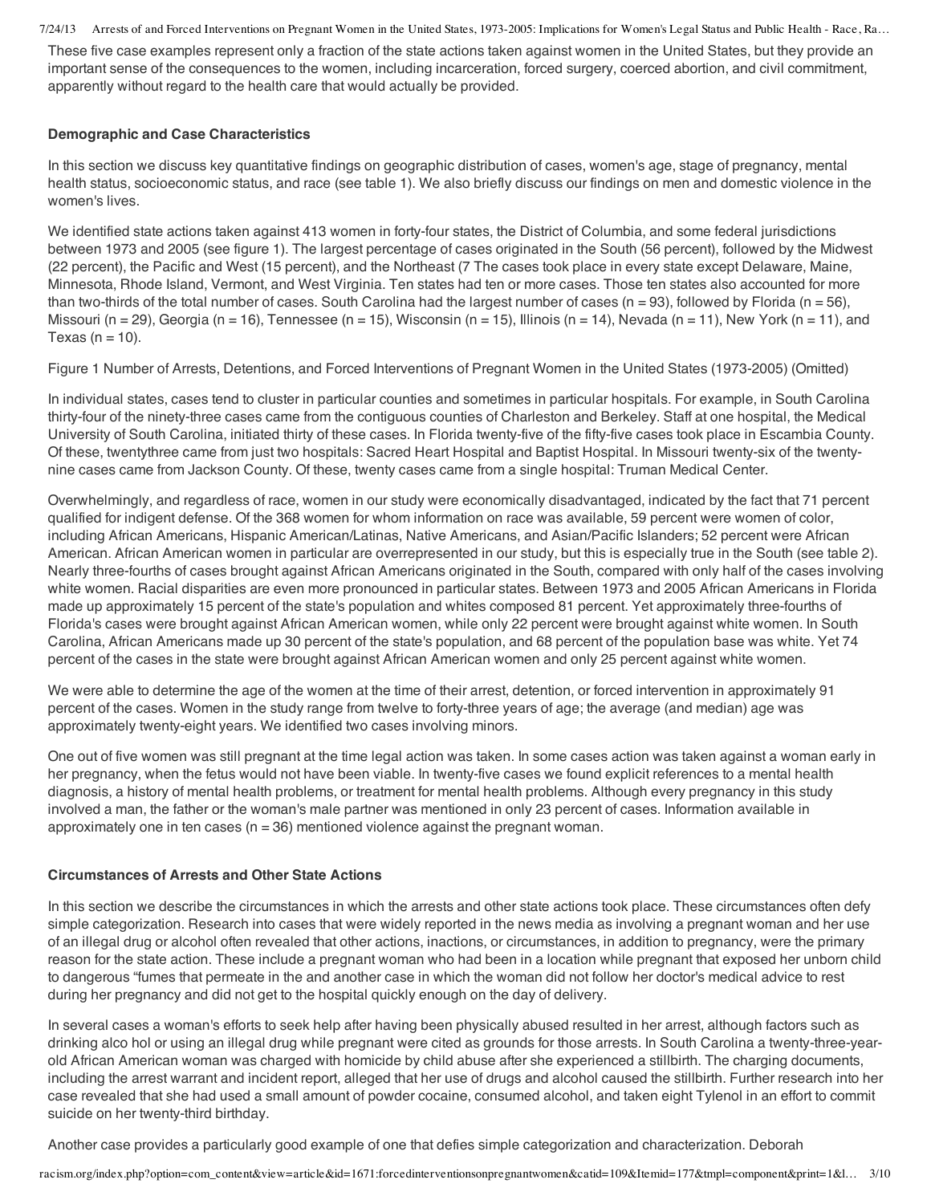These five case examples represent only a fraction of the state actions taken against women in the United States, but they provide an important sense of the consequences to the women, including incarceration, forced surgery, coerced abortion, and civil commitment, apparently without regard to the health care that would actually be provided.

### Demographic and Case Characteristics

In this section we discuss key quantitative findings on geographic distribution of cases, women's age, stage of pregnancy, mental health status, socioeconomic status, and race (see table 1). We also briefly discuss our findings on men and domestic violence in the women's lives.

We identified state actions taken against 413 women in forty-four states, the District of Columbia, and some federal jurisdictions between 1973 and 2005 (see figure 1). The largest percentage of cases originated in the South (56 percent), followed by the Midwest (22 percent), the Pacific and West (15 percent), and the Northeast (7 The cases took place in every state except Delaware, Maine, Minnesota, Rhode Island, Vermont, and West Virginia. Ten states had ten or more cases. Those ten states also accounted for more than two-thirds of the total number of cases. South Carolina had the largest number of cases (n = 93), followed by Florida (n = 56), Missouri (n = 29), Georgia (n = 16), Tennessee (n = 15), Wisconsin (n = 15), Illinois (n = 14), Nevada (n = 11), New York (n = 11), and Texas (n = 10).

Figure 1 Number of Arrests, Detentions, and Forced Interventions of Pregnant Women in the United States (1973-2005) (Omitted)

In individual states, cases tend to cluster in particular counties and sometimes in particular hospitals. For example, in South Carolina thirty-four of the ninety-three cases came from the contiguous counties of Charleston and Berkeley. Staff at one hospital, the Medical University of South Carolina, initiated thirty of these cases. In Florida twenty-five of the fifty-five cases took place in Escambia County. Of these, twentythree came from just two hospitals: Sacred Heart Hospital and Baptist Hospital. In Missouri twenty-six of the twenty-nine cases came from Jackson County. Of these, twenty cases came from a single hospital: Truman Medical Center.

Overwhelmingly, and regardless of race, women in our study were economically disadvantaged, indicated by the fact that 71 percent qualified for indigent defense. Of the 368 women for whom information on race was available, 59 percent were women of color, including African Americans, Hispanic American/Latinas, Native Americans, and Asian/Pacific Islanders; 52 percent were African American. African American women in particular are overrepresented in our study, but this is especially true in the South (see table 2). Nearly three-fourths of cases brought against African Americans originated in the South, compared with only half of the cases involving white women. Racial disparities are even more pronounced in particular states. Between 1973 and 2005 African Americans in Florida made up approximately 15 percent of the state's population and whites composed 81 percent. Yet approximately three-fourths of Florida's cases were brought against African American women, while only 22 percent were brought against white women. In South Carolina, African Americans made up 30 percent of the state's population, and 68 percent of the population base was white. Yet 74 percent of the cases in the state were brought against African American women and only 25 percent against white women.

We were able to determine the age of the women at the time of their arrest, detention, or forced intervention in approximately 91 percent of the cases. Women in the study range from twelve to forty-three years of age; the average (and median) age was approximately twenty-eight years. We identified two cases involving minors.

One out of five women was still pregnant at the time legal action was taken. In some cases action was taken against a woman early in her pregnancy, when the fetus would not have been viable. In twenty-five cases we found explicit references to a mental health diagnosis, a history of mental health problems, or treatment for mental health problems. Although every pregnancy in this study involved a man, the father or the woman's male partner was mentioned in only 23 percent of cases. Information available in approximately one in ten cases (n = 36) mentioned violence against the pregnant woman.

### Circumstances of Arrests and Other State Actions

In this section we describe the circumstances in which the arrests and other state actions took place. These circumstances often defy simple categorization. Research into cases that were widely reported in the news media as involving a pregnant woman and her use of an illegal drug or alcohol often revealed that other actions, inactions, or circumstances, in addition to pregnancy, were the primary reason for the state action. These include a pregnant woman who had been in a location while pregnant that exposed her unborn child to dangerous "fumes that permeate in the and another case in which the woman did not follow her doctor's medical advice to rest during her pregnancy and did not get to the hospital quickly enough on the day of delivery.

In several cases a woman's efforts to seek help after having been physically abused resulted in her arrest, although factors such as drinking alco hol or using an illegal drug while pregnant were cited as grounds for those arrests. In South Carolina a twenty-three-year-old African American woman was charged with homicide by child abuse after she experienced a stillbirth. The charging documents, including the arrest warrant and incident report, alleged that her use of drugs and alcohol caused the stillbirth. Further research into her case revealed that she had used a small amount of powder cocaine, consumed alcohol, and taken eight Tylenol in an effort to commit suicide on her twenty-third birthday.

Another case provides a particularly good example of one that defies simple categorization and characterization. Deborah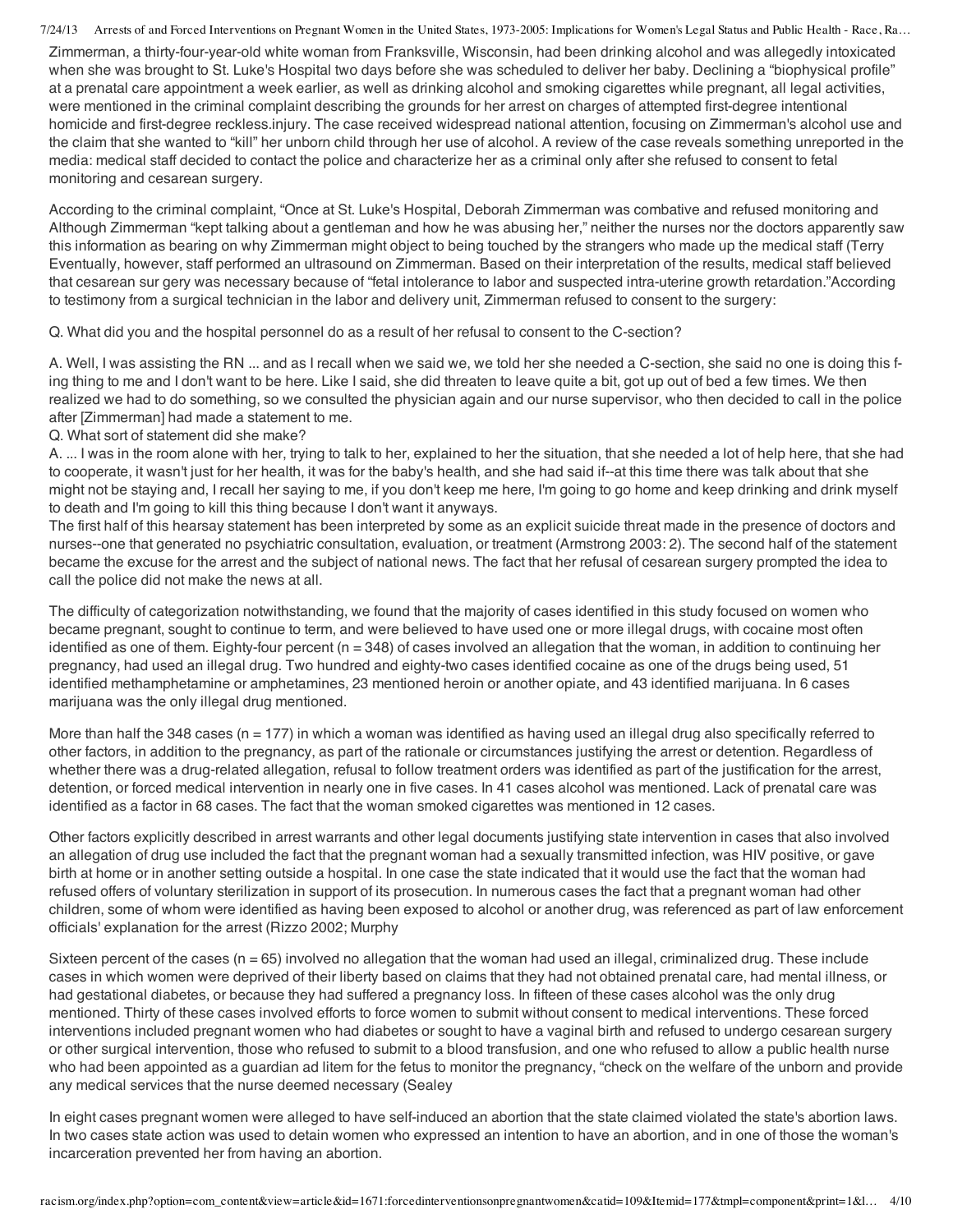Zimmerman, a thirty-four-year-old white woman from Franksville, Wisconsin, had been drinking alcohol and was allegedly intoxicated when she was brought to St. Luke's Hospital two days before she was scheduled to deliver her baby. Declining a "biophysical profile" at a prenatal care appointment a week earlier, as well as drinking alcohol and smoking cigarettes while pregnant, all legal activities, were mentioned in the criminal complaint describing the grounds for her arrest on charges of attempted first-degree intentional homicide and first-degree reckless.injury. The case received widespread national attention, focusing on Zimmerman's alcohol use and the claim that she wanted to "kill" her unborn child through her use of alcohol. A review of the case reveals something unreported in the media: medical staff decided to contact the police and characterize her as a criminal only after she refused to consent to fetal monitoring and cesarean surgery.

According to the criminal complaint, "Once at St. Luke's Hospital, Deborah Zimmerman was combative and refused monitoring and Although Zimmerman "kept talking about a gentleman and how he was abusing her," neither the nurses nor the doctors apparently saw this information as bearing on why Zimmerman might object to being touched by the strangers who made up the medical staff (Terry Eventually, however, staff performed an ultrasound on Zimmerman. Based on their interpretation of the results, medical staff believed that cesarean sur gery was necessary because of "fetal intolerance to labor and suspected intra-uterine growth retardation."According to testimony from a surgical technician in the labor and delivery unit, Zimmerman refused to consent to the surgery:

Q. What did you and the hospital personnel do as a result of her refusal to consent to the C-section?

A. Well, I was assisting the RN ... and as I recall when we said we, we told her she needed a C-section, she said no one is doing this f-ing thing to me and I don't want to be here. Like I said, she did threaten to leave quite a bit, got up out of bed a few times. We then realized we had to do something, so we consulted the physician again and our nurse supervisor, who then decided to call in the police after [Zimmerman] had made a statement to me.

Q. What sort of statement did she make?

A. ... I was in the room alone with her, trying to talk to her, explained to her the situation, that she needed a lot of help here, that she had to cooperate, it wasn't just for her health, it was for the baby's health, and she had said if--at this time there was talk about that she might not be staying and, I recall her saying to me, if you don't keep me here, I'm going to go home and keep drinking and drink myself to death and I'm going to kill this thing because I don't want it anyways.

The first half of this hearsay statement has been interpreted by some as an explicit suicide threat made in the presence of doctors and nurses--one that generated no psychiatric consultation, evaluation, or treatment (Armstrong 2003: 2). The second half of the statement became the excuse for the arrest and the subject of national news. The fact that her refusal of cesarean surgery prompted the idea to call the police did not make the news at all.

The difficulty of categorization notwithstanding, we found that the majority of cases identified in this study focused on women who became pregnant, sought to continue to term, and were believed to have used one or more illegal drugs, with cocaine most often identified as one of them. Eighty-four percent (n = 348) of cases involved an allegation that the woman, in addition to continuing her pregnancy, had used an illegal drug. Two hundred and eighty-two cases identified cocaine as one of the drugs being used, 51 identified methamphetamine or amphetamines, 23 mentioned heroin or another opiate, and 43 identified marijuana. In 6 cases marijuana was the only illegal drug mentioned.

More than half the 348 cases (n = 177) in which a woman was identified as having used an illegal drug also specifically referred to other factors, in addition to the pregnancy, as part of the rationale or circumstances justifying the arrest or detention. Regardless of whether there was a drug-related allegation, refusal to follow treatment orders was identified as part of the justification for the arrest, detention, or forced medical intervention in nearly one in five cases. In 41 cases alcohol was mentioned. Lack of prenatal care was identified as a factor in 68 cases. The fact that the woman smoked cigarettes was mentioned in 12 cases.

Other factors explicitly described in arrest warrants and other legal documents justifying state intervention in cases that also involved an allegation of drug use included the fact that the pregnant woman had a sexually transmitted infection, was HIV positive, or gave birth at home or in another setting outside a hospital. In one case the state indicated that it would use the fact that the woman had refused offers of voluntary sterilization in support of its prosecution. In numerous cases the fact that a pregnant woman had other children, some of whom were identified as having been exposed to alcohol or another drug, was referenced as part of law enforcement officials' explanation for the arrest (Rizzo 2002; Murphy

Sixteen percent of the cases (n = 65) involved no allegation that the woman had used an illegal, criminalized drug. These include cases in which women were deprived of their liberty based on claims that they had not obtained prenatal care, had mental illness, or had gestational diabetes, or because they had suffered a pregnancy loss. In fifteen of these cases alcohol was the only drug mentioned. Thirty of these cases involved efforts to force women to submit without consent to medical interventions. These forced interventions included pregnant women who had diabetes or sought to have a vaginal birth and refused to undergo cesarean surgery or other surgical intervention, those who refused to submit to a blood transfusion, and one who refused to allow a public health nurse who had been appointed as a guardian ad litem for the fetus to monitor the pregnancy, "check on the welfare of the unborn and provide any medical services that the nurse deemed necessary (Sealey

In eight cases pregnant women were alleged to have self-induced an abortion that the state claimed violated the state's abortion laws. In two cases state action was used to detain women who expressed an intention to have an abortion, and in one of those the woman's incarceration prevented her from having an abortion.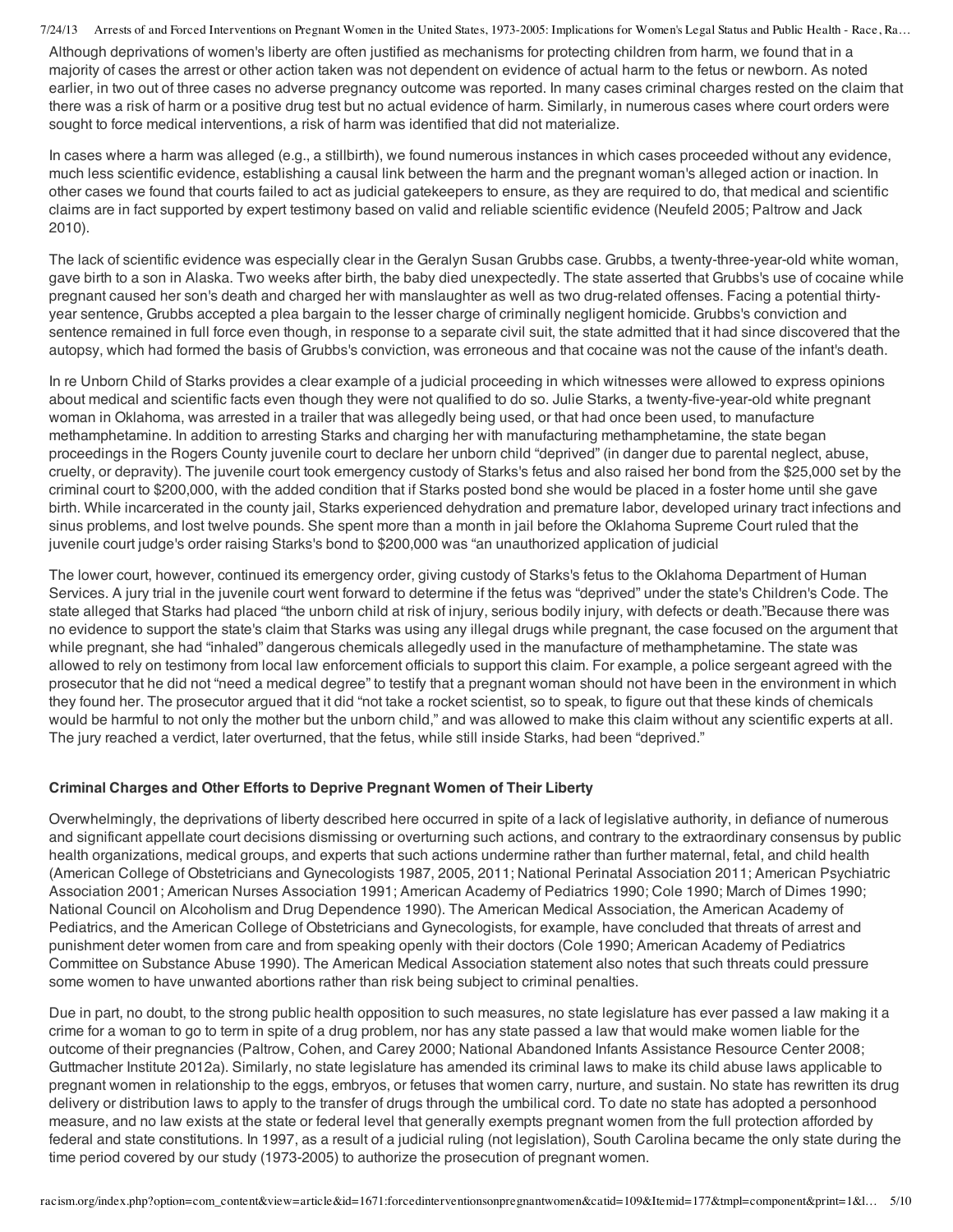Although deprivations of women's liberty are often justified as mechanisms for protecting children from harm, we found that in a majority of cases the arrest or other action taken was not dependent on evidence of actual harm to the fetus or newborn. As noted earlier, in two out of three cases no adverse pregnancy outcome was reported. In many cases criminal charges rested on the claim that there was a risk of harm or a positive drug test but no actual evidence of harm. Similarly, in numerous cases where court orders were sought to force medical interventions, a risk of harm was identified that did not materialize.

In cases where a harm was alleged (e.g., a stillbirth), we found numerous instances in which cases proceeded without any evidence, much less scientific evidence, establishing a causal link between the harm and the pregnant woman's alleged action or inaction. In other cases we found that courts failed to act as judicial gatekeepers to ensure, as they are required to do, that medical and scientific claims are in fact supported by expert testimony based on valid and reliable scientific evidence (Neufeld 2005; Paltrow and Jack 2010).

The lack of scientific evidence was especially clear in the Geralyn Susan Grubbs case. Grubbs, a twenty-three-year-old white woman, gave birth to a son in Alaska. Two weeks after birth, the baby died unexpectedly. The state asserted that Grubbs's use of cocaine while pregnant caused her son's death and charged her with manslaughter as well as two drug-related offenses. Facing a potential thirty-year sentence, Grubbs accepted a plea bargain to the lesser charge of criminally negligent homicide. Grubbs's conviction and sentence remained in full force even though, in response to a separate civil suit, the state admitted that it had since discovered that the autopsy, which had formed the basis of Grubbs's conviction, was erroneous and that cocaine was not the cause of the infant's death.

In re Unborn Child of Starks provides a clear example of a judicial proceeding in which witnesses were allowed to express opinions about medical and scientific facts even though they were not qualified to do so. Julie Starks, a twenty-five-year-old white pregnant woman in Oklahoma, was arrested in a trailer that was allegedly being used, or that had once been used, to manufacture methamphetamine. In addition to arresting Starks and charging her with manufacturing methamphetamine, the state began proceedings in the Rogers County juvenile court to declare her unborn child "deprived" (in danger due to parental neglect, abuse, cruelty, or depravity). The juvenile court took emergency custody of Starks's fetus and also raised her bond from the $25,000 set by the criminal court to $200,000, with the added condition that if Starks posted bond she would be placed in a foster home until she gave birth. While incarcerated in the county jail, Starks experienced dehydration and premature labor, developed urinary tract infections and sinus problems, and lost twelve pounds. She spent more than a month in jail before the Oklahoma Supreme Court ruled that the juvenile court judge's order raising Starks's bond to $200,000 was "an unauthorized application of judicial

The lower court, however, continued its emergency order, giving custody of Starks's fetus to the Oklahoma Department of Human Services. A jury trial in the juvenile court went forward to determine if the fetus was "deprived" under the state's Children's Code. The state alleged that Starks had placed "the unborn child at risk of injury, serious bodily injury, with defects or death."Because there was no evidence to support the state's claim that Starks was using any illegal drugs while pregnant, the case focused on the argument that while pregnant, she had "inhaled" dangerous chemicals allegedly used in the manufacture of methamphetamine. The state was allowed to rely on testimony from local law enforcement officials to support this claim. For example, a police sergeant agreed with the prosecutor that he did not "need a medical degree" to testify that a pregnant woman should not have been in the environment in which they found her. The prosecutor argued that it did "not take a rocket scientist, so to speak, to figure out that these kinds of chemicals would be harmful to not only the mother but the unborn child," and was allowed to make this claim without any scientific experts at all. The jury reached a verdict, later overturned, that the fetus, while still inside Starks, had been "deprived."

### Criminal Charges and Other Efforts to Deprive Pregnant Women of Their Liberty

Overwhelmingly, the deprivations of liberty described here occurred in spite of a lack of legislative authority, in defiance of numerous and significant appellate court decisions dismissing or overturning such actions, and contrary to the extraordinary consensus by public health organizations, medical groups, and experts that such actions undermine rather than further maternal, fetal, and child health (American College of Obstetricians and Gynecologists 1987, 2005, 2011; National Perinatal Association 2011; American Psychiatric Association 2001; American Nurses Association 1991; American Academy of Pediatrics 1990; Cole 1990; March of Dimes 1990; National Council on Alcoholism and Drug Dependence 1990). The American Medical Association, the American Academy of Pediatrics, and the American College of Obstetricians and Gynecologists, for example, have concluded that threats of arrest and punishment deter women from care and from speaking openly with their doctors (Cole 1990; American Academy of Pediatrics Committee on Substance Abuse 1990). The American Medical Association statement also notes that such threats could pressure some women to have unwanted abortions rather than risk being subject to criminal penalties.

Due in part, no doubt, to the strong public health opposition to such measures, no state legislature has ever passed a law making it a crime for a woman to go to term in spite of a drug problem, nor has any state passed a law that would make women liable for the outcome of their pregnancies (Paltrow, Cohen, and Carey 2000; National Abandoned Infants Assistance Resource Center 2008; Guttmacher Institute 2012a). Similarly, no state legislature has amended its criminal laws to make its child abuse laws applicable to pregnant women in relationship to the eggs, embryos, or fetuses that women carry, nurture, and sustain. No state has rewritten its drug delivery or distribution laws to apply to the transfer of drugs through the umbilical cord. To date no state has adopted a personhood measure, and no law exists at the state or federal level that generally exempts pregnant women from the full protection afforded by federal and state constitutions. In 1997, as a result of a judicial ruling (not legislation), South Carolina became the only state during the time period covered by our study (1973-2005) to authorize the prosecution of pregnant women.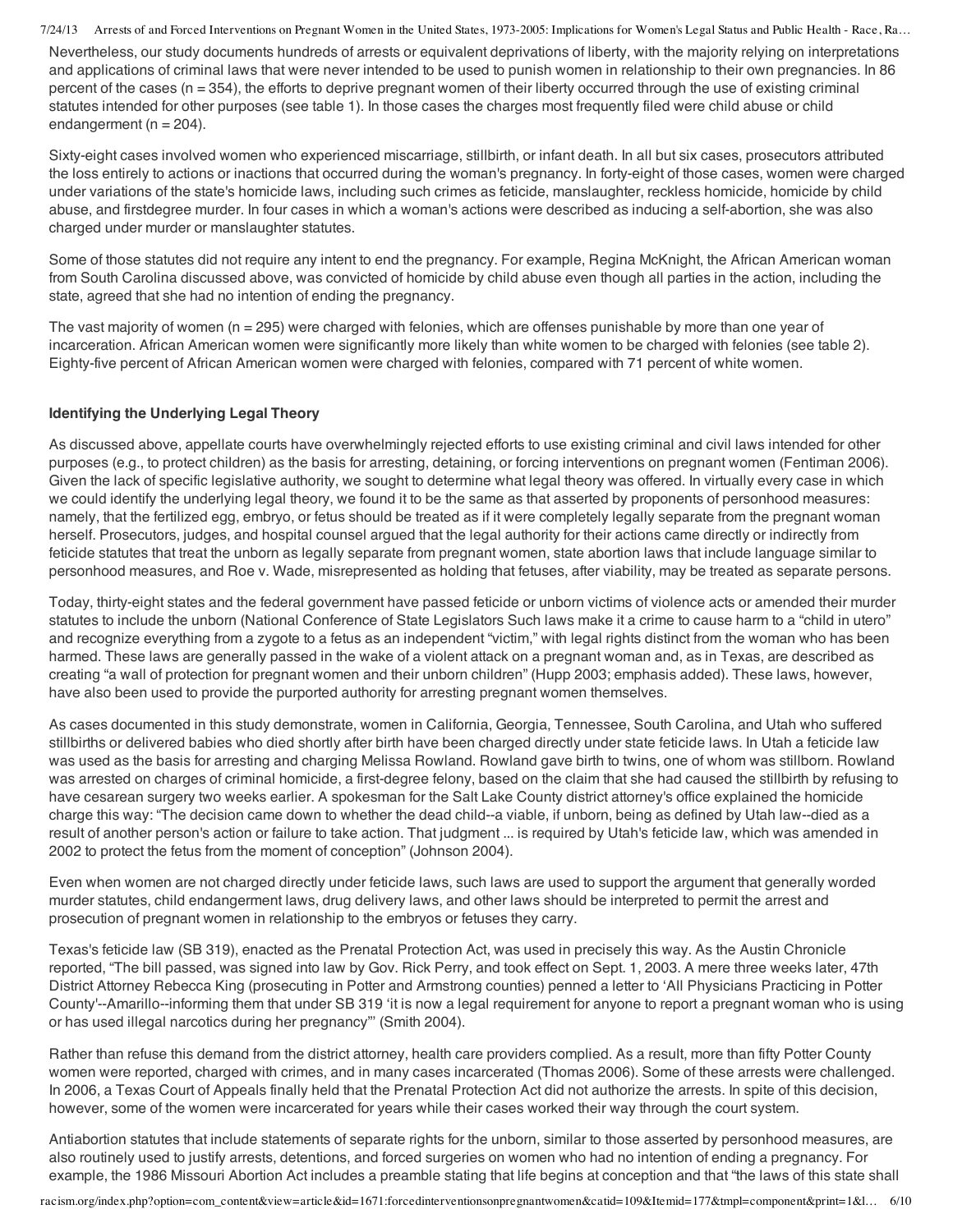Nevertheless, our study documents hundreds of arrests or equivalent deprivations of liberty, with the majority relying on interpretations and applications of criminal laws that were never intended to be used to punish women in relationship to their own pregnancies. In 86 percent of the cases (n = 354), the efforts to deprive pregnant women of their liberty occurred through the use of existing criminal statutes intended for other purposes (see table 1). In those cases the charges most frequently filed were child abuse or child endangerment (n = 204).

Sixty-eight cases involved women who experienced miscarriage, stillbirth, or infant death. In all but six cases, prosecutors attributed the loss entirely to actions or inactions that occurred during the woman's pregnancy. In forty-eight of those cases, women were charged under variations of the state's homicide laws, including such crimes as feticide, manslaughter, reckless homicide, homicide by child abuse, and firstdegree murder. In four cases in which a woman's actions were described as inducing a self-abortion, she was also charged under murder or manslaughter statutes.

Some of those statutes did not require any intent to end the pregnancy. For example, Regina McKnight, the African American woman from South Carolina discussed above, was convicted of homicide by child abuse even though all parties in the action, including the state, agreed that she had no intention of ending the pregnancy.

The vast majority of women (n = 295) were charged with felonies, which are offenses punishable by more than one year of incarceration. African American women were significantly more likely than white women to be charged with felonies (see table 2). Eighty-five percent of African American women were charged with felonies, compared with 71 percent of white women.

### Identifying the Underlying Legal Theory

As discussed above, appellate courts have overwhelmingly rejected efforts to use existing criminal and civil laws intended for other purposes (e.g., to protect children) as the basis for arresting, detaining, or forcing interventions on pregnant women (Fentiman 2006). Given the lack of specific legislative authority, we sought to determine what legal theory was offered. In virtually every case in which we could identify the underlying legal theory, we found it to be the same as that asserted by proponents of personhood measures: namely, that the fertilized egg, embryo, or fetus should be treated as if it were completely legally separate from the pregnant woman herself. Prosecutors, judges, and hospital counsel argued that the legal authority for their actions came directly or indirectly from feticide statutes that treat the unborn as legally separate from pregnant women, state abortion laws that include language similar to personhood measures, and Roe v. Wade, misrepresented as holding that fetuses, after viability, may be treated as separate persons.

Today, thirty-eight states and the federal government have passed feticide or unborn victims of violence acts or amended their murder statutes to include the unborn (National Conference of State Legislators Such laws make it a crime to cause harm to a "child in utero" and recognize everything from a zygote to a fetus as an independent "victim," with legal rights distinct from the woman who has been harmed. These laws are generally passed in the wake of a violent attack on a pregnant woman and, as in Texas, are described as creating "a wall of protection for pregnant women and their unborn children" (Hupp 2003; emphasis added). These laws, however, have also been used to provide the purported authority for arresting pregnant women themselves.

As cases documented in this study demonstrate, women in California, Georgia, Tennessee, South Carolina, and Utah who suffered stillbirths or delivered babies who died shortly after birth have been charged directly under state feticide laws. In Utah a feticide law was used as the basis for arresting and charging Melissa Rowland. Rowland gave birth to twins, one of whom was stillborn. Rowland was arrested on charges of criminal homicide, a first-degree felony, based on the claim that she had caused the stillbirth by refusing to have cesarean surgery two weeks earlier. A spokesman for the Salt Lake County district attorney's office explained the homicide charge this way: "The decision came down to whether the dead child--a viable, if unborn, being as defined by Utah law--died as a result of another person's action or failure to take action. That judgment ... is required by Utah's feticide law, which was amended in 2002 to protect the fetus from the moment of conception" (Johnson 2004).

Even when women are not charged directly under feticide laws, such laws are used to support the argument that generally worded murder statutes, child endangerment laws, drug delivery laws, and other laws should be interpreted to permit the arrest and prosecution of pregnant women in relationship to the embryos or fetuses they carry.

Texas's feticide law (SB 319), enacted as the Prenatal Protection Act, was used in precisely this way. As the Austin Chronicle reported, "The bill passed, was signed into law by Gov. Rick Perry, and took effect on Sept. 1, 2003. A mere three weeks later, 47th District Attorney Rebecca King (prosecuting in Potter and Armstrong counties) penned a letter to 'All Physicians Practicing in Potter County'--Amarillo--informing them that under SB 319 'it is now a legal requirement for anyone to report a pregnant woman who is using or has used illegal narcotics during her pregnancy'" (Smith 2004).

Rather than refuse this demand from the district attorney, health care providers complied. As a result, more than fifty Potter County women were reported, charged with crimes, and in many cases incarcerated (Thomas 2006). Some of these arrests were challenged. In 2006, a Texas Court of Appeals finally held that the Prenatal Protection Act did not authorize the arrests. In spite of this decision, however, some of the women were incarcerated for years while their cases worked their way through the court system.

Antiabortion statutes that include statements of separate rights for the unborn, similar to those asserted by personhood measures, are also routinely used to justify arrests, detentions, and forced surgeries on women who had no intention of ending a pregnancy. For example, the 1986 Missouri Abortion Act includes a preamble stating that life begins at conception and that "the laws of this state shall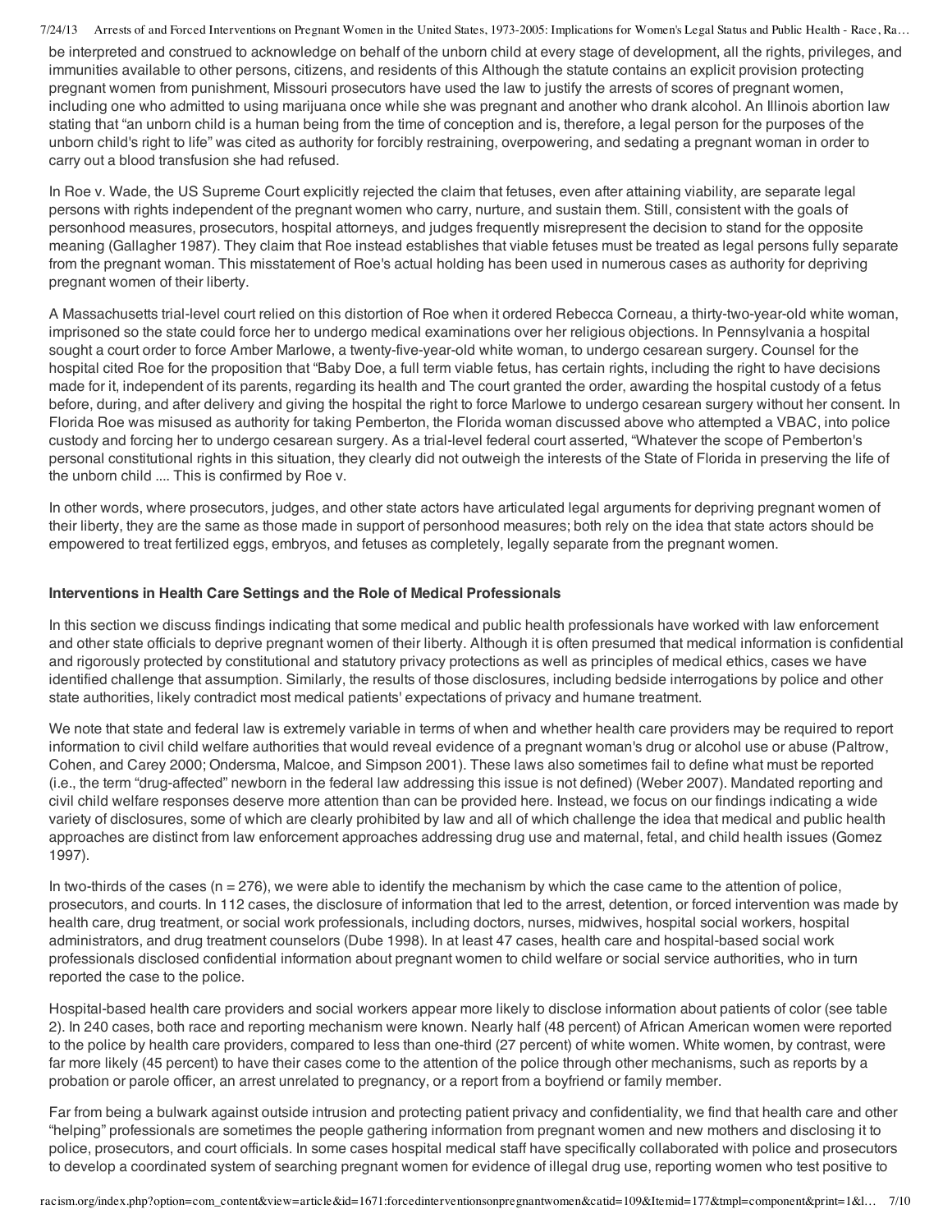be interpreted and construed to acknowledge on behalf of the unborn child at every stage of development, all the rights, privileges, and immunities available to other persons, citizens, and residents of this Although the statute contains an explicit provision protecting pregnant women from punishment, Missouri prosecutors have used the law to justify the arrests of scores of pregnant women, including one who admitted to using marijuana once while she was pregnant and another who drank alcohol. An Illinois abortion law stating that "an unborn child is a human being from the time of conception and is, therefore, a legal person for the purposes of the unborn child's right to life" was cited as authority for forcibly restraining, overpowering, and sedating a pregnant woman in order to carry out a blood transfusion she had refused.

In Roe v. Wade, the US Supreme Court explicitly rejected the claim that fetuses, even after attaining viability, are separate legal persons with rights independent of the pregnant women who carry, nurture, and sustain them. Still, consistent with the goals of personhood measures, prosecutors, hospital attorneys, and judges frequently misrepresent the decision to stand for the opposite meaning (Gallagher 1987). They claim that Roe instead establishes that viable fetuses must be treated as legal persons fully separate from the pregnant woman. This misstatement of Roe's actual holding has been used in numerous cases as authority for depriving pregnant women of their liberty.

A Massachusetts trial-level court relied on this distortion of Roe when it ordered Rebecca Corneau, a thirty-two-year-old white woman, imprisoned so the state could force her to undergo medical examinations over her religious objections. In Pennsylvania a hospital sought a court order to force Amber Marlowe, a twenty-five-year-old white woman, to undergo cesarean surgery. Counsel for the hospital cited Roe for the proposition that "Baby Doe, a full term viable fetus, has certain rights, including the right to have decisions made for it, independent of its parents, regarding its health and The court granted the order, awarding the hospital custody of a fetus before, during, and after delivery and giving the hospital the right to force Marlowe to undergo cesarean surgery without her consent. In Florida Roe was misused as authority for taking Pemberton, the Florida woman discussed above who attempted a VBAC, into police custody and forcing her to undergo cesarean surgery. As a trial-level federal court asserted, "Whatever the scope of Pemberton's personal constitutional rights in this situation, they clearly did not outweigh the interests of the State of Florida in preserving the life of the unborn child .... This is confirmed by Roe v.

In other words, where prosecutors, judges, and other state actors have articulated legal arguments for depriving pregnant women of their liberty, they are the same as those made in support of personhood measures; both rely on the idea that state actors should be empowered to treat fertilized eggs, embryos, and fetuses as completely, legally separate from the pregnant women.

### Interventions in Health Care Settings and the Role of Medical Professionals

In this section we discuss findings indicating that some medical and public health professionals have worked with law enforcement and other state officials to deprive pregnant women of their liberty. Although it is often presumed that medical information is confidential and rigorously protected by constitutional and statutory privacy protections as well as principles of medical ethics, cases we have identified challenge that assumption. Similarly, the results of those disclosures, including bedside interrogations by police and other state authorities, likely contradict most medical patients' expectations of privacy and humane treatment.

We note that state and federal law is extremely variable in terms of when and whether health care providers may be required to report information to civil child welfare authorities that would reveal evidence of a pregnant woman's drug or alcohol use or abuse (Paltrow, Cohen, and Carey 2000; Ondersma, Malcoe, and Simpson 2001). These laws also sometimes fail to define what must be reported (i.e., the term "drug-affected" newborn in the federal law addressing this issue is not defined) (Weber 2007). Mandated reporting and civil child welfare responses deserve more attention than can be provided here. Instead, we focus on our findings indicating a wide variety of disclosures, some of which are clearly prohibited by law and all of which challenge the idea that medical and public health approaches are distinct from law enforcement approaches addressing drug use and maternal, fetal, and child health issues (Gomez 1997).

In two-thirds of the cases (n = 276), we were able to identify the mechanism by which the case came to the attention of police, prosecutors, and courts. In 112 cases, the disclosure of information that led to the arrest, detention, or forced intervention was made by health care, drug treatment, or social work professionals, including doctors, nurses, midwives, hospital social workers, hospital administrators, and drug treatment counselors (Dube 1998). In at least 47 cases, health care and hospital-based social work professionals disclosed confidential information about pregnant women to child welfare or social service authorities, who in turn reported the case to the police.

Hospital-based health care providers and social workers appear more likely to disclose information about patients of color (see table 2). In 240 cases, both race and reporting mechanism were known. Nearly half (48 percent) of African American women were reported to the police by health care providers, compared to less than one-third (27 percent) of white women. White women, by contrast, were far more likely (45 percent) to have their cases come to the attention of the police through other mechanisms, such as reports by a probation or parole officer, an arrest unrelated to pregnancy, or a report from a boyfriend or family member.

Far from being a bulwark against outside intrusion and protecting patient privacy and confidentiality, we find that health care and other "helping" professionals are sometimes the people gathering information from pregnant women and new mothers and disclosing it to police, prosecutors, and court officials. In some cases hospital medical staff have specifically collaborated with police and prosecutors to develop a coordinated system of searching pregnant women for evidence of illegal drug use, reporting women who test positive to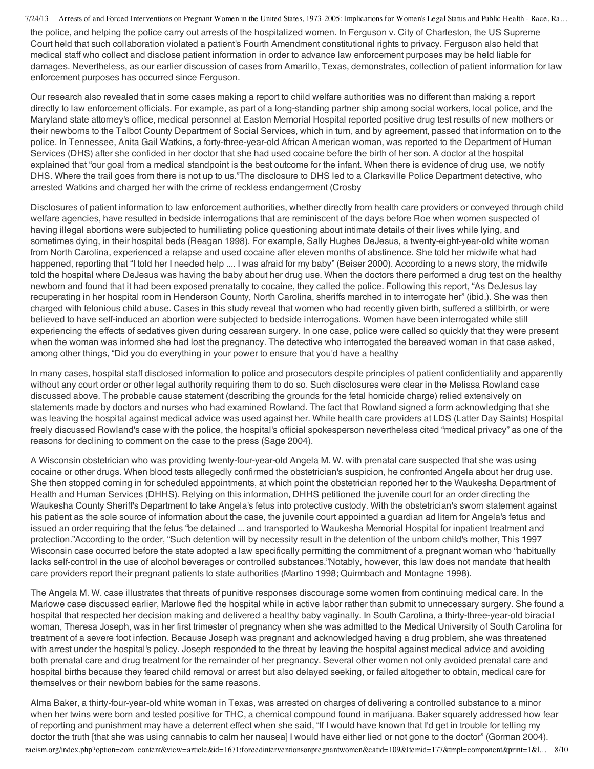the police, and helping the police carry out arrests of the hospitalized women. In Ferguson v. City of Charleston, the US Supreme Court held that such collaboration violated a patient's Fourth Amendment constitutional rights to privacy. Ferguson also held that medical staff who collect and disclose patient information in order to advance law enforcement purposes may be held liable for damages. Nevertheless, as our earlier discussion of cases from Amarillo, Texas, demonstrates, collection of patient information for law enforcement purposes has occurred since Ferguson.

Our research also revealed that in some cases making a report to child welfare authorities was no different than making a report directly to law enforcement officials. For example, as part of a long-standing partner ship among social workers, local police, and the Maryland state attorney's office, medical personnel at Easton Memorial Hospital reported positive drug test results of new mothers or their newborns to the Talbot County Department of Social Services, which in turn, and by agreement, passed that information on to the police. In Tennessee, Anita Gail Watkins, a forty-three-year-old African American woman, was reported to the Department of Human Services (DHS) after she confided in her doctor that she had used cocaine before the birth of her son. A doctor at the hospital explained that "our goal from a medical standpoint is the best outcome for the infant. When there is evidence of drug use, we notify DHS. Where the trail goes from there is not up to us." The disclosure to DHS led to a Clarksville Police Department detective, who arrested Watkins and charged her with the crime of reckless endangerment (Crosby

Disclosures of patient information to law enforcement authorities, whether directly from health care providers or conveyed through child welfare agencies, have resulted in bedside interrogations that are reminiscent of the days before Roe when women suspected of having illegal abortions were subjected to humiliating police questioning about intimate details of their lives while lying, and sometimes dying, in their hospital beds (Reagan 1998). For example, Sally Hughes DeJesus, a twenty-eight-year-old white woman from North Carolina, experienced a relapse and used cocaine after eleven months of abstinence. She told her midwife what had happened, reporting that "I told her I needed help .... I was afraid for my baby" (Beiser 2000). According to a news story, the midwife told the hospital where DeJesus was having the baby about her drug use. When the doctors there performed a drug test on the healthy newborn and found that it had been exposed prenatally to cocaine, they called the police. Following this report, "As DeJesus lay recuperating in her hospital room in Henderson County, North Carolina, sheriffs marched in to interrogate her" (ibid.). She was then charged with felonious child abuse. Cases in this study reveal that women who had recently given birth, suffered a stillbirth, or were believed to have self-induced an abortion were subjected to bedside interrogations. Women have been interrogated while still experiencing the effects of sedatives given during cesarean surgery. In one case, police were called so quickly that they were present when the woman was informed she had lost the pregnancy. The detective who interrogated the bereaved woman in that case asked, among other things, "Did you do everything in your power to ensure that you'd have a healthy

In many cases, hospital staff disclosed information to police and prosecutors despite principles of patient confidentiality and apparently without any court order or other legal authority requiring them to do so. Such disclosures were clear in the Melissa Rowland case discussed above. The probable cause statement (describing the grounds for the fetal homicide charge) relied extensively on statements made by doctors and nurses who had examined Rowland. The fact that Rowland signed a form acknowledging that she was leaving the hospital against medical advice was used against her. While health care providers at LDS (Latter Day Saints) Hospital freely discussed Rowland's case with the police, the hospital's official spokesperson nevertheless cited "medical privacy" as one of the reasons for declining to comment on the case to the press (Sage 2004).

A Wisconsin obstetrician who was providing twenty-four-year-old Angela M. W. with prenatal care suspected that she was using cocaine or other drugs. When blood tests allegedly confirmed the obstetrician's suspicion, he confronted Angela about her drug use. She then stopped coming in for scheduled appointments, at which point the obstetrician reported her to the Waukesha Department of Health and Human Services (DHHS). Relying on this information, DHHS petitioned the juvenile court for an order directing the Waukesha County Sheriff's Department to take Angela's fetus into protective custody. With the obstetrician's sworn statement against his patient as the sole source of information about the case, the juvenile court appointed a guardian ad litem for Angela's fetus and issued an order requiring that the fetus "be detained ... and transported to Waukesha Memorial Hospital for inpatient treatment and protection." According to the order, "Such detention will by necessity result in the detention of the unborn child's mother, This 1997 Wisconsin case occurred before the state adopted a law specifically permitting the commitment of a pregnant woman who "habitually lacks self-control in the use of alcohol beverages or controlled substances." Notably, however, this law does not mandate that health care providers report their pregnant patients to state authorities (Martino 1998; Quirmbach and Montagne 1998).

The Angela M. W. case illustrates that threats of punitive responses discourage some women from continuing medical care. In the Marlowe case discussed earlier, Marlowe fled the hospital while in active labor rather than submit to unnecessary surgery. She found a hospital that respected her decision making and delivered a healthy baby vaginally. In South Carolina, a thirty-three-year-old biracial woman, Theresa Joseph, was in her first trimester of pregnancy when she was admitted to the Medical University of South Carolina for treatment of a severe foot infection. Because Joseph was pregnant and acknowledged having a drug problem, she was threatened with arrest under the hospital's policy. Joseph responded to the threat by leaving the hospital against medical advice and avoiding both prenatal care and drug treatment for the remainder of her pregnancy. Several other women not only avoided prenatal care and hospital births because they feared child removal or arrest but also delayed seeking, or failed altogether to obtain, medical care for themselves or their newborn babies for the same reasons.

Alma Baker, a thirty-four-year-old white woman in Texas, was arrested on charges of delivering a controlled substance to a minor when her twins were born and tested positive for THC, a chemical compound found in marijuana. Baker squarely addressed how fear of reporting and punishment may have a deterrent effect when she said, "If I would have known that I'd get in trouble for telling my doctor the truth [that she was using cannabis to calm her nausea] I would have either lied or not gone to the doctor" (Gorman 2004).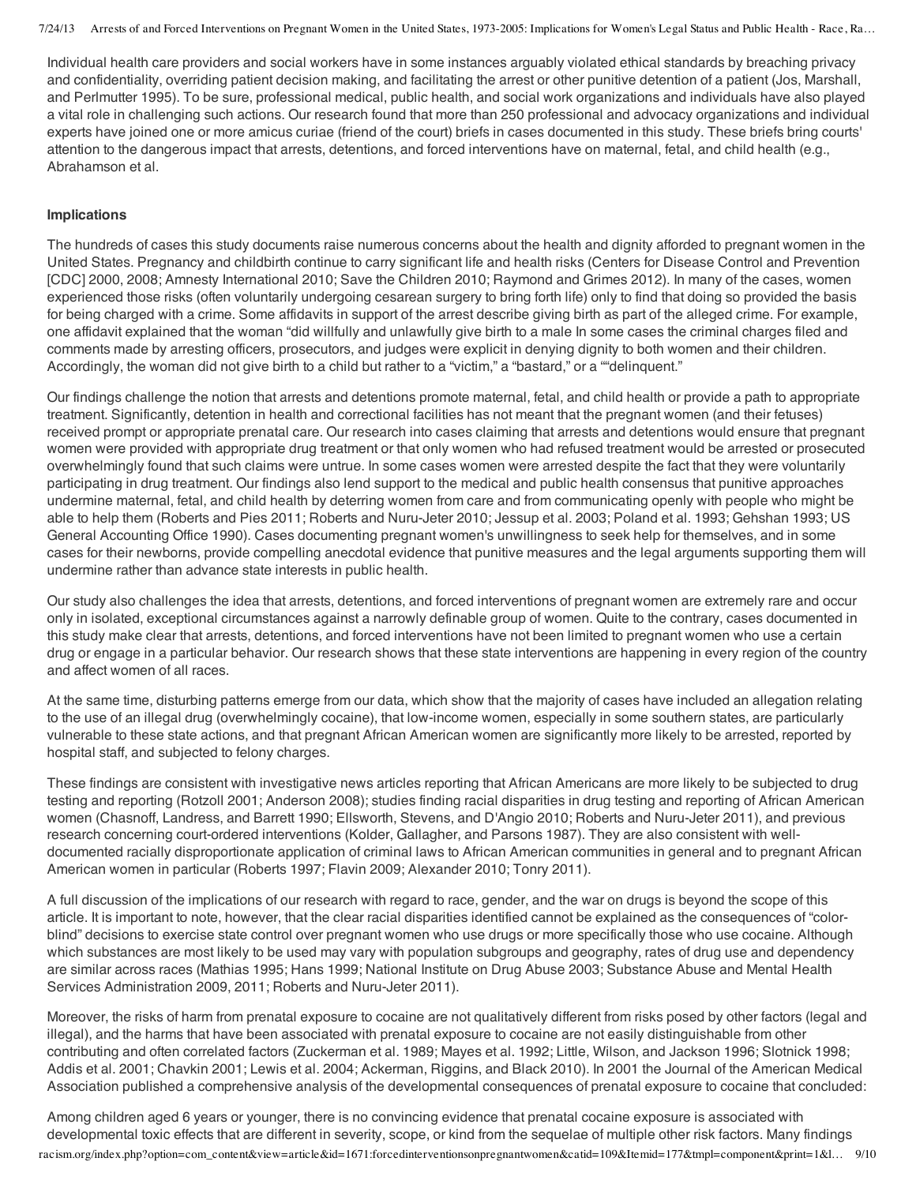Individual health care providers and social workers have in some instances arguably violated ethical standards by breaching privacy and confidentiality, overriding patient decision making, and facilitating the arrest or other punitive detention of a patient (Jos, Marshall, and Perlmutter 1995). To be sure, professional medical, public health, and social work organizations and individuals have also played a vital role in challenging such actions. Our research found that more than 250 professional and advocacy organizations and individual experts have joined one or more amicus curiae (friend of the court) briefs in cases documented in this study. These briefs bring courts' attention to the dangerous impact that arrests, detentions, and forced interventions have on maternal, fetal, and child health (e.g., Abrahamson et al.

**Implications**

The hundreds of cases this study documents raise numerous concerns about the health and dignity afforded to pregnant women in the United States. Pregnancy and childbirth continue to carry significant life and health risks (Centers for Disease Control and Prevention [CDC] 2000, 2008; Amnesty International 2010; Save the Children 2010; Raymond and Grimes 2012). In many of the cases, women experienced those risks (often voluntarily undergoing cesarean surgery to bring forth life) only to find that doing so provided the basis for being charged with a crime. Some affidavits in support of the arrest describe giving birth as part of the alleged crime. For example, one affidavit explained that the woman "did willfully and unlawfully give birth to a male In some cases the criminal charges filed and comments made by arresting officers, prosecutors, and judges were explicit in denying dignity to both women and their children. Accordingly, the woman did not give birth to a child but rather to a "victim," a "bastard," or a ""delinquent."

Our findings challenge the notion that arrests and detentions promote maternal, fetal, and child health or provide a path to appropriate treatment. Significantly, detention in health and correctional facilities has not meant that the pregnant women (and their fetuses) received prompt or appropriate prenatal care. Our research into cases claiming that arrests and detentions would ensure that pregnant women were provided with appropriate drug treatment or that only women who had refused treatment would be arrested or prosecuted overwhelmingly found that such claims were untrue. In some cases women were arrested despite the fact that they were voluntarily participating in drug treatment. Our findings also lend support to the medical and public health consensus that punitive approaches undermine maternal, fetal, and child health by deterring women from care and from communicating openly with people who might be able to help them (Roberts and Pies 2011; Roberts and Nuru-Jeter 2010; Jessup et al. 2003; Poland et al. 1993; Gehshan 1993; US General Accounting Office 1990). Cases documenting pregnant women's unwillingness to seek help for themselves, and in some cases for their newborns, provide compelling anecdotal evidence that punitive measures and the legal arguments supporting them will undermine rather than advance state interests in public health.

Our study also challenges the idea that arrests, detentions, and forced interventions of pregnant women are extremely rare and occur only in isolated, exceptional circumstances against a narrowly definable group of women. Quite to the contrary, cases documented in this study make clear that arrests, detentions, and forced interventions have not been limited to pregnant women who use a certain drug or engage in a particular behavior. Our research shows that these state interventions are happening in every region of the country and affect women of all races.

At the same time, disturbing patterns emerge from our data, which show that the majority of cases have included an allegation relating to the use of an illegal drug (overwhelmingly cocaine), that low-income women, especially in some southern states, are particularly vulnerable to these state actions, and that pregnant African American women are significantly more likely to be arrested, reported by hospital staff, and subjected to felony charges.

These findings are consistent with investigative news articles reporting that African Americans are more likely to be subjected to drug testing and reporting (Rotzoll 2001; Anderson 2008); studies finding racial disparities in drug testing and reporting of African American women (Chasnoff, Landress, and Barrett 1990; Ellsworth, Stevens, and D'Angio 2010; Roberts and Nuru-Jeter 2011), and previous research concerning court-ordered interventions (Kolder, Gallagher, and Parsons 1987). They are also consistent with well-documented racially disproportionate application of criminal laws to African American communities in general and to pregnant African American women in particular (Roberts 1997; Flavin 2009; Alexander 2010; Tonry 2011).

A full discussion of the implications of our research with regard to race, gender, and the war on drugs is beyond the scope of this article. It is important to note, however, that the clear racial disparities identified cannot be explained as the consequences of "color-blind" decisions to exercise state control over pregnant women who use drugs or more specifically those who use cocaine. Although which substances are most likely to be used may vary with population subgroups and geography, rates of drug use and dependency are similar across races (Mathias 1995; Hans 1999; National Institute on Drug Abuse 2003; Substance Abuse and Mental Health Services Administration 2009, 2011; Roberts and Nuru-Jeter 2011).

Moreover, the risks of harm from prenatal exposure to cocaine are not qualitatively different from risks posed by other factors (legal and illegal), and the harms that have been associated with prenatal exposure to cocaine are not easily distinguishable from other contributing and often correlated factors (Zuckerman et al. 1989; Mayes et al. 1992; Little, Wilson, and Jackson 1996; Slotnick 1998; Addis et al. 2001; Chavkin 2001; Lewis et al. 2004; Ackerman, Riggins, and Black 2010). In 2001 the Journal of the American Medical Association published a comprehensive analysis of the developmental consequences of prenatal exposure to cocaine that concluded:

Among children aged 6 years or younger, there is no convincing evidence that prenatal cocaine exposure is associated with developmental toxic effects that are different in severity, scope, or kind from the sequelae of multiple other risk factors. Many findings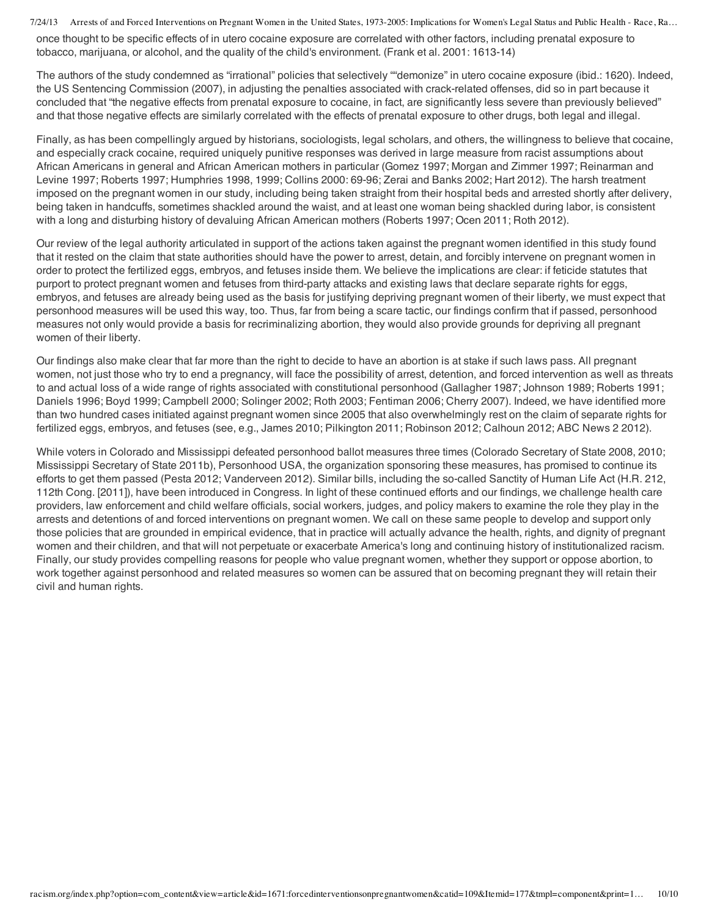once thought to be specific effects of in utero cocaine exposure are correlated with other factors, including prenatal exposure to tobacco, marijuana, or alcohol, and the quality of the child's environment. (Frank et al. 2001: 1613-14)

The authors of the study condemned as “irrational” policies that selectively ““demonize” in utero cocaine exposure (ibid.: 1620). Indeed, the US Sentencing Commission (2007), in adjusting the penalties associated with crack-related offenses, did so in part because it concluded that “the negative effects from prenatal exposure to cocaine, in fact, are significantly less severe than previously believed” and that those negative effects are similarly correlated with the effects of prenatal exposure to other drugs, both legal and illegal.

Finally, as has been compellingly argued by historians, sociologists, legal scholars, and others, the willingness to believe that cocaine, and especially crack cocaine, required uniquely punitive responses was derived in large measure from racist assumptions about African Americans in general and African American mothers in particular (Gomez 1997; Morgan and Zimmer 1997; Reinarman and Levine 1997; Roberts 1997; Humphries 1998, 1999; Collins 2000: 69-96; Zerai and Banks 2002; Hart 2012). The harsh treatment imposed on the pregnant women in our study, including being taken straight from their hospital beds and arrested shortly after delivery, being taken in handcuffs, sometimes shackled around the waist, and at least one woman being shackled during labor, is consistent with a long and disturbing history of devaluing African American mothers (Roberts 1997; Ocen 2011; Roth 2012).

Our review of the legal authority articulated in support of the actions taken against the pregnant women identified in this study found that it rested on the claim that state authorities should have the power to arrest, detain, and forcibly intervene on pregnant women in order to protect the fertilized eggs, embryos, and fetuses inside them. We believe the implications are clear: if feticide statutes that purport to protect pregnant women and fetuses from third-party attacks and existing laws that declare separate rights for eggs, embryos, and fetuses are already being used as the basis for justifying depriving pregnant women of their liberty, we must expect that personhood measures will be used this way, too. Thus, far from being a scare tactic, our findings confirm that if passed, personhood measures not only would provide a basis for recriminalizing abortion, they would also provide grounds for depriving all pregnant women of their liberty.

Our findings also make clear that far more than the right to decide to have an abortion is at stake if such laws pass. All pregnant women, not just those who try to end a pregnancy, will face the possibility of arrest, detention, and forced intervention as well as threats to and actual loss of a wide range of rights associated with constitutional personhood (Gallagher 1987; Johnson 1989; Roberts 1991; Daniels 1996; Boyd 1999; Campbell 2000; Solinger 2002; Roth 2003; Fentiman 2006; Cherry 2007). Indeed, we have identified more than two hundred cases initiated against pregnant women since 2005 that also overwhelmingly rest on the claim of separate rights for fertilized eggs, embryos, and fetuses (see, e.g., James 2010; Pilkington 2011; Robinson 2012; Calhoun 2012; ABC News 2 2012).

While voters in Colorado and Mississippi defeated personhood ballot measures three times (Colorado Secretary of State 2008, 2010; Mississippi Secretary of State 2011b), Personhood USA, the organization sponsoring these measures, has promised to continue its efforts to get them passed (Pesta 2012; Vanderveen 2012). Similar bills, including the so-called Sanctity of Human Life Act (H.R. 212, 112th Cong. [2011]), have been introduced in Congress. In light of these continued efforts and our findings, we challenge health care providers, law enforcement and child welfare officials, social workers, judges, and policy makers to examine the role they play in the arrests and detentions of and forced interventions on pregnant women. We call on these same people to develop and support only those policies that are grounded in empirical evidence, that in practice will actually advance the health, rights, and dignity of pregnant women and their children, and that will not perpetuate or exacerbate America's long and continuing history of institutionalized racism. Finally, our study provides compelling reasons for people who value pregnant women, whether they support or oppose abortion, to work together against personhood and related measures so women can be assured that on becoming pregnant they will retain their civil and human rights.